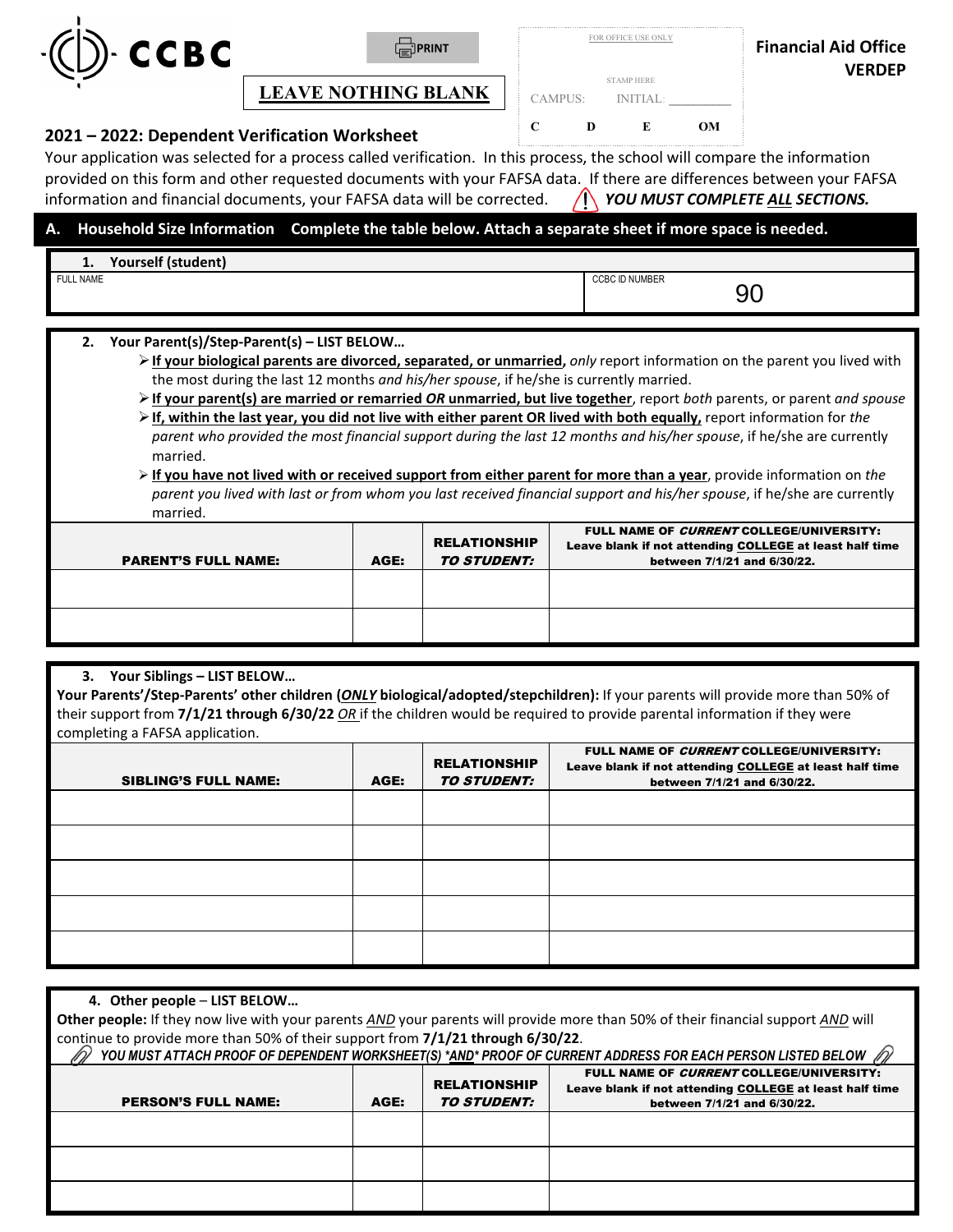CCBC

PRINT

**LEAVE NOTHING BLANK**

FOR OFFICE USE ONLY

STAMP HERE

CAMPUS: INITIAL: _________

C D E OM

**Financial Aid Office**
**VERDEP**

## 2021 – 2022: Dependent Verification Worksheet

Your application was selected for a process called verification. In this process, the school will compare the information provided on this form and other requested documents with your FAFSA data. If there are differences between your FAFSA information and financial documents, your FAFSA data will be corrected. ⚠ ***YOU MUST COMPLETE ALL SECTIONS.***

## A. Household Size Information Complete the table below. Attach a separate sheet if more space is needed.

**1. Yourself (student)**

| FULL NAME | CCBC ID NUMBER |
|---|---|
| | 90 |

**2. Your Parent(s)/Step-Parent(s) – LIST BELOW…**

- **If your biological parents are divorced, separated, or unmarried,** *only* report information on the parent you lived with the most during the last 12 months *and his/her spouse*, if he/she is currently married.
- **If your parent(s) are married or remarried *OR* unmarried, but live together**, report *both* parents, or parent *and spouse*
- **If, within the last year, you did not live with either parent OR lived with both equally,** report information for *the parent who provided the most financial support during the last 12 months and his/her spouse*, if he/she are currently married.
- **If you have not lived with or received support from either parent for more than a year**, provide information on *the parent you lived with last or from whom you last received financial support and his/her spouse*, if he/she are currently married.

| PARENT'S FULL NAME: | AGE: | RELATIONSHIP *TO STUDENT:* | FULL NAME OF *CURRENT* COLLEGE/UNIVERSITY: Leave blank if not attending COLLEGE at least half time between 7/1/21 and 6/30/22. |
|---|---|---|---|
| | | | |
| | | | |

**3. Your Siblings – LIST BELOW…**

**Your Parents'/Step-Parents' other children (*ONLY* biological/adopted/stepchildren):** If your parents will provide more than 50% of their support from **7/1/21 through 6/30/22** *OR* if the children would be required to provide parental information if they were completing a FAFSA application.

| SIBLING'S FULL NAME: | AGE: | RELATIONSHIP *TO STUDENT:* | FULL NAME OF *CURRENT* COLLEGE/UNIVERSITY: Leave blank if not attending COLLEGE at least half time between 7/1/21 and 6/30/22. |
|---|---|---|---|
| | | | |
| | | | |
| | | | |
| | | | |
| | | | |

**4. Other people – LIST BELOW…**

**Other people:** If they now live with your parents *AND* your parents will provide more than 50% of their financial support *AND* will continue to provide more than 50% of their support from **7/1/21 through 6/30/22**.

***YOU MUST ATTACH PROOF OF DEPENDENT WORKSHEET(S) *AND* PROOF OF CURRENT ADDRESS FOR EACH PERSON LISTED BELOW***

| PERSON'S FULL NAME: | AGE: | RELATIONSHIP *TO STUDENT:* | FULL NAME OF *CURRENT* COLLEGE/UNIVERSITY: Leave blank if not attending COLLEGE at least half time between 7/1/21 and 6/30/22. |
|---|---|---|---|
| | | | |
| | | | |
| | | | |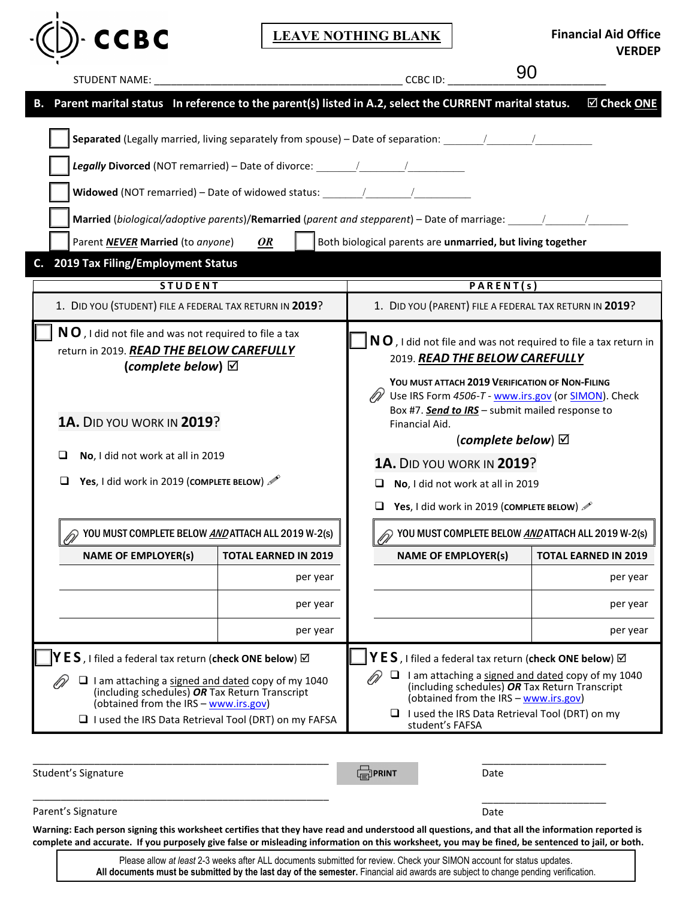CCBC

**LEAVE NOTHING BLANK**

**Financial Aid Office**
**VERDEP**

STUDENT NAME: ____________________ CCBC ID: ______90______

## B. Parent marital status In reference to the parent(s) listed in A.2, select the CURRENT marital status. ☑ Check ONE

☐ **Separated** (Legally married, living separately from spouse) – Date of separation: ____/____/____

☐ ***Legally* Divorced** (NOT remarried) – Date of divorce: ____/____/____

☐ **Widowed** (NOT remarried) – Date of widowed status: ____/____/____

☐ **Married** (*biological/adoptive parents*)/**Remarried** (*parent and stepparent*) – Date of marriage: ____/____/____

☐ Parent ***NEVER* Married** (to *anyone*) ***OR*** ☐ Both biological parents are **unmarried, but living together**

## C. 2019 Tax Filing/Employment Status

### STUDENT

1. DID YOU (STUDENT) FILE A FEDERAL TAX RETURN IN **2019**?

☐ **NO**, I did not file and was not required to file a tax return in 2019. ***READ THE BELOW CAREFULLY*** **(*complete below*)** ☑

**1A.** DID YOU WORK IN **2019**?

❑ **No**, I did not work at all in 2019

❑ **Yes**, I did work in 2019 (**COMPLETE BELOW**)

**YOU MUST COMPLETE BELOW *AND* ATTACH ALL 2019 W-2(s)**

| NAME OF EMPLOYER(s) | TOTAL EARNED IN 2019 |
|---|---|
| | per year |
| | per year |
| | per year |

☐ **YES**, I filed a federal tax return (**check ONE below**) ☑

❑ I am attaching a signed and dated copy of my 1040 (including schedules) ***OR*** Tax Return Transcript (obtained from the IRS – www.irs.gov)

❑ I used the IRS Data Retrieval Tool (DRT) on my FAFSA

### PARENT(s)

1. DID YOU (PARENT) FILE A FEDERAL TAX RETURN IN **2019**?

☐ **NO**, I did not file and was not required to file a tax return in 2019. ***READ THE BELOW CAREFULLY***

**YOU MUST ATTACH 2019 VERIFICATION OF NON-FILING**
Use IRS Form *4506-T* - www.irs.gov (or SIMON). Check Box #7. ***Send to IRS*** – submit mailed response to Financial Aid.

(***complete below***) ☑

**1A.** DID YOU WORK IN **2019**?

❑ **No**, I did not work at all in 2019

❑ **Yes**, I did work in 2019 (**COMPLETE BELOW**)

**YOU MUST COMPLETE BELOW *AND* ATTACH ALL 2019 W-2(s)**

| NAME OF EMPLOYER(s) | TOTAL EARNED IN 2019 |
|---|---|
| | per year |
| | per year |
| | per year |

☐ **YES**, I filed a federal tax return (**check ONE below**) ☑

❑ I am attaching a signed and dated copy of my 1040 (including schedules) ***OR*** Tax Return Transcript (obtained from the IRS – www.irs.gov)

❑ I used the IRS Data Retrieval Tool (DRT) on my student's FAFSA

______________________________ PRINT ______________
Student's Signature Date

______________________________ ______________
Parent's Signature Date

**Warning: Each person signing this worksheet certifies that they have read and understood all questions, and that all the information reported is complete and accurate. If you purposely give false or misleading information on this worksheet, you may be fined, be sentenced to jail, or both.**

Please allow *at least* 2-3 weeks after ALL documents submitted for review. Check your SIMON account for status updates.
**All documents must be submitted by the last day of the semester.** Financial aid awards are subject to change pending verification.